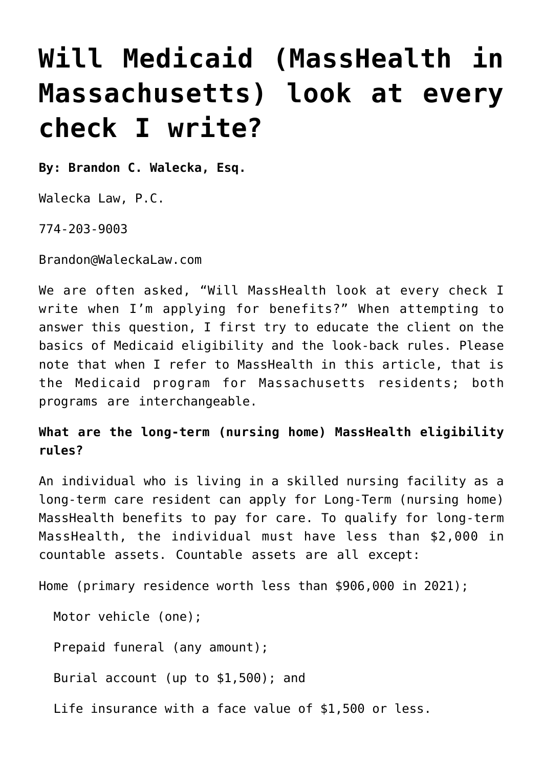# Will Medicaid (MassHealth in Massachusetts) look at every check I write?

**By: Brandon C. Walecka, Esq.**

Walecka Law, P.C.

774-203-9003

Brandon@WaleckaLaw.com

We are often asked, "Will MassHealth look at every check I write when I'm applying for benefits?" When attempting to answer this question, I first try to educate the client on the basics of Medicaid eligibility and the look-back rules. Please note that when I refer to MassHealth in this article, that is the Medicaid program for Massachusetts residents; both programs are interchangeable.

**What are the long-term (nursing home) MassHealth eligibility rules?**

An individual who is living in a skilled nursing facility as a long-term care resident can apply for Long-Term (nursing home) MassHealth benefits to pay for care. To qualify for long-term MassHealth, the individual must have less than $2,000 in countable assets. Countable assets are all except:

- Home (primary residence worth less than $906,000 in 2021);
- Motor vehicle (one);
- Prepaid funeral (any amount);
- Burial account (up to $1,500); and
- Life insurance with a face value of $1,500 or less.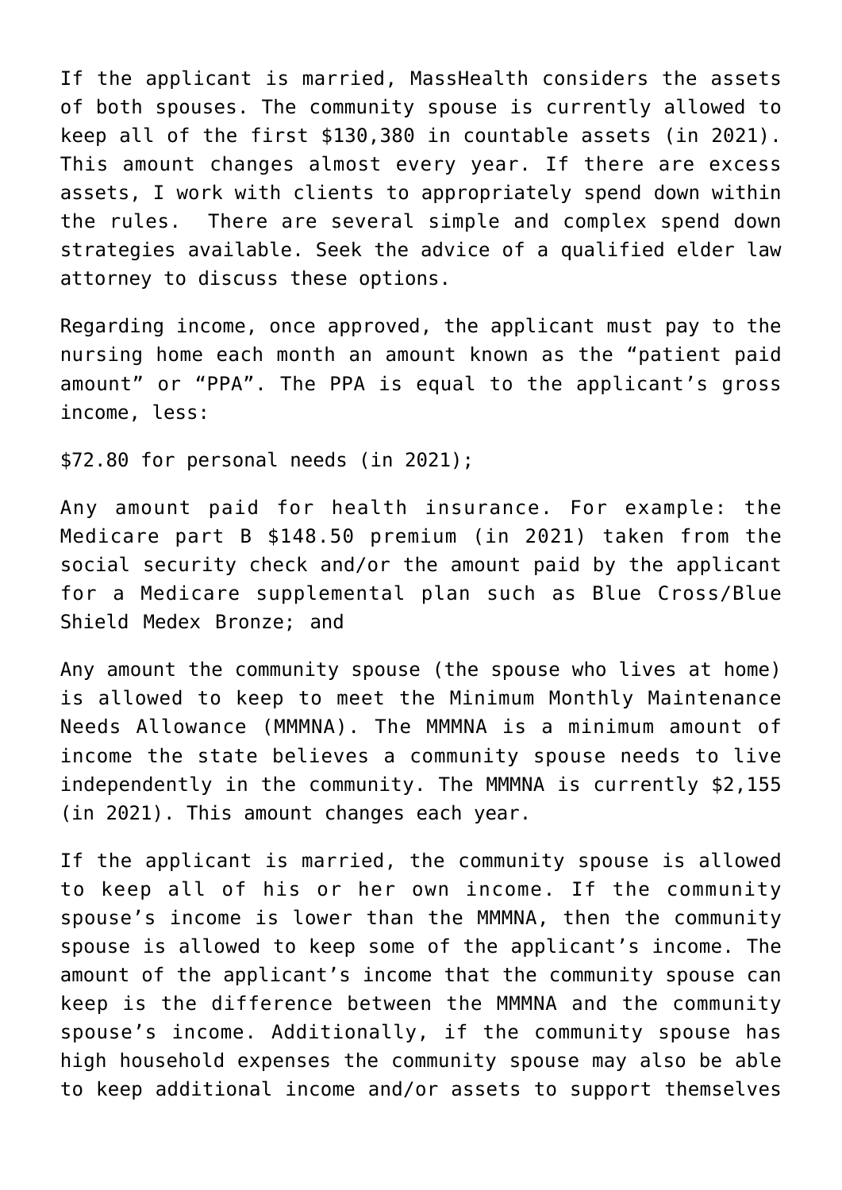If the applicant is married, MassHealth considers the assets of both spouses. The community spouse is currently allowed to keep all of the first $130,380 in countable assets (in 2021). This amount changes almost every year. If there are excess assets, I work with clients to appropriately spend down within the rules. There are several simple and complex spend down strategies available. Seek the advice of a qualified elder law attorney to discuss these options.

Regarding income, once approved, the applicant must pay to the nursing home each month an amount known as the "patient paid amount" or "PPA". The PPA is equal to the applicant's gross income, less:

$72.80 for personal needs (in 2021);

Any amount paid for health insurance. For example: the Medicare part B $148.50 premium (in 2021) taken from the social security check and/or the amount paid by the applicant for a Medicare supplemental plan such as Blue Cross/Blue Shield Medex Bronze; and

Any amount the community spouse (the spouse who lives at home) is allowed to keep to meet the Minimum Monthly Maintenance Needs Allowance (MMMNA). The MMMNA is a minimum amount of income the state believes a community spouse needs to live independently in the community. The MMMNA is currently $2,155 (in 2021). This amount changes each year.

If the applicant is married, the community spouse is allowed to keep all of his or her own income. If the community spouse's income is lower than the MMMNA, then the community spouse is allowed to keep some of the applicant's income. The amount of the applicant's income that the community spouse can keep is the difference between the MMMNA and the community spouse's income. Additionally, if the community spouse has high household expenses the community spouse may also be able to keep additional income and/or assets to support themselves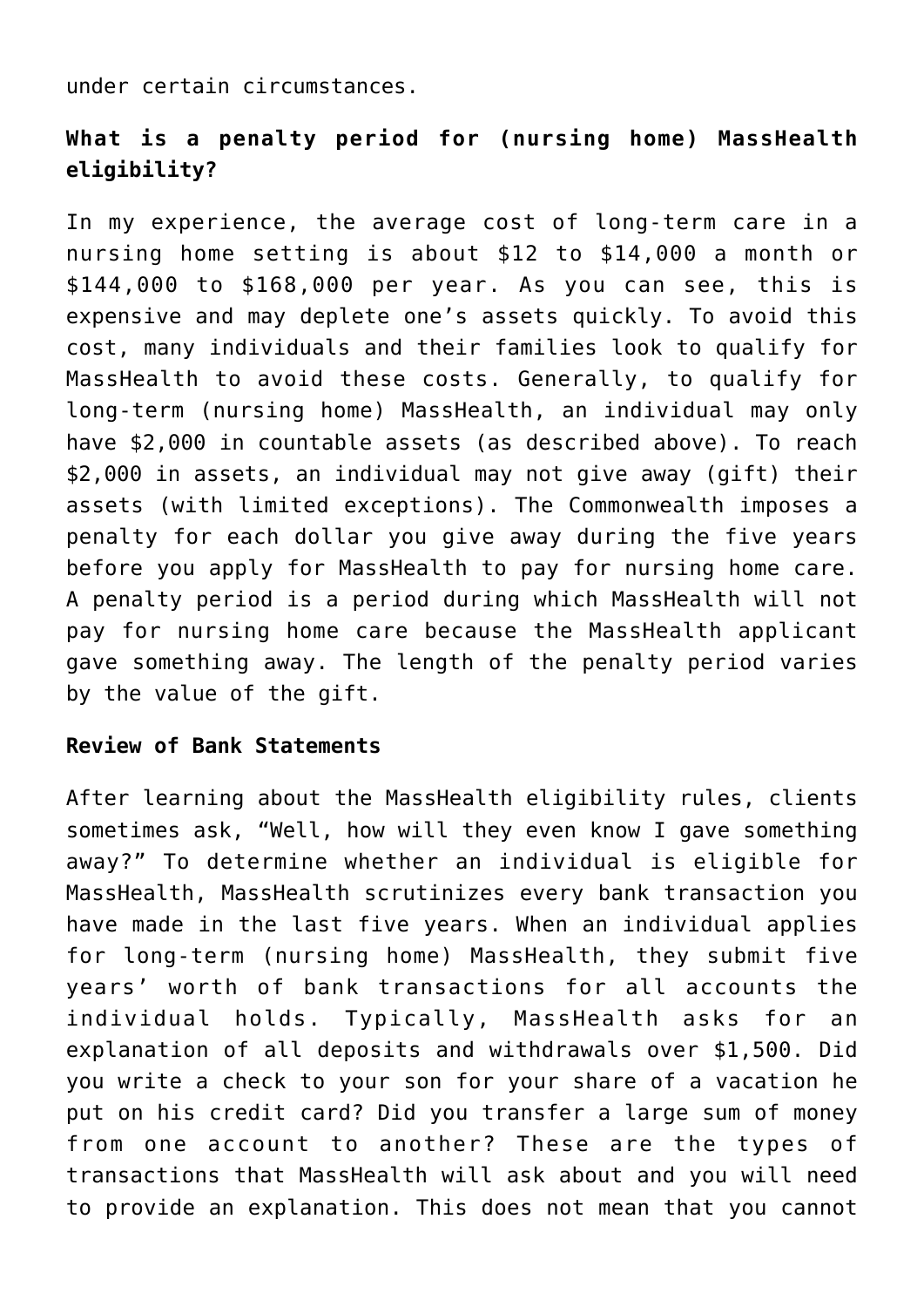under certain circumstances.

**What is a penalty period for (nursing home) MassHealth eligibility?**

In my experience, the average cost of long-term care in a nursing home setting is about $12 to $14,000 a month or $144,000 to $168,000 per year. As you can see, this is expensive and may deplete one's assets quickly. To avoid this cost, many individuals and their families look to qualify for MassHealth to avoid these costs. Generally, to qualify for long-term (nursing home) MassHealth, an individual may only have $2,000 in countable assets (as described above). To reach $2,000 in assets, an individual may not give away (gift) their assets (with limited exceptions). The Commonwealth imposes a penalty for each dollar you give away during the five years before you apply for MassHealth to pay for nursing home care. A penalty period is a period during which MassHealth will not pay for nursing home care because the MassHealth applicant gave something away. The length of the penalty period varies by the value of the gift.

**Review of Bank Statements**

After learning about the MassHealth eligibility rules, clients sometimes ask, "Well, how will they even know I gave something away?" To determine whether an individual is eligible for MassHealth, MassHealth scrutinizes every bank transaction you have made in the last five years. When an individual applies for long-term (nursing home) MassHealth, they submit five years' worth of bank transactions for all accounts the individual holds. Typically, MassHealth asks for an explanation of all deposits and withdrawals over $1,500. Did you write a check to your son for your share of a vacation he put on his credit card? Did you transfer a large sum of money from one account to another? These are the types of transactions that MassHealth will ask about and you will need to provide an explanation. This does not mean that you cannot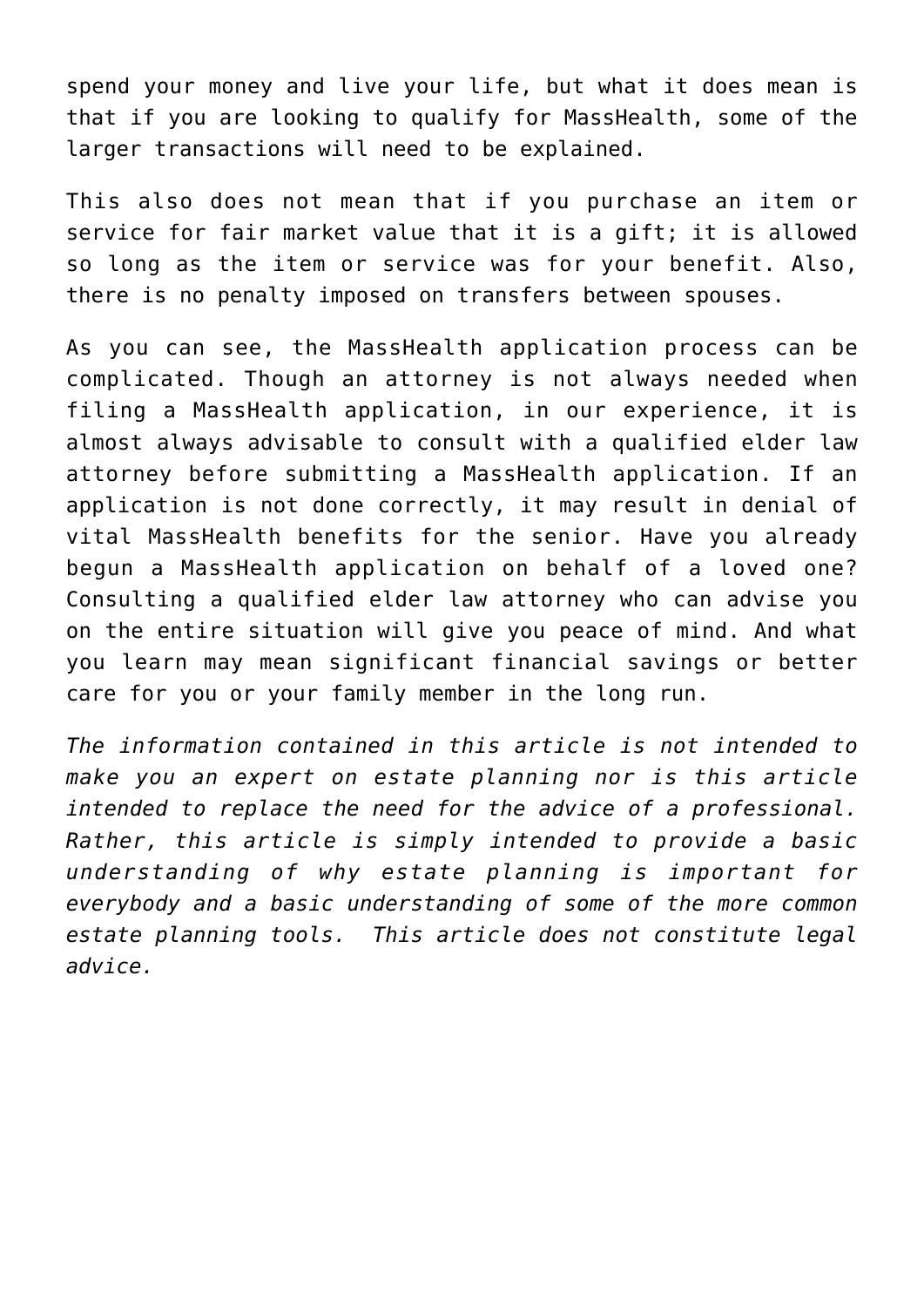spend your money and live your life, but what it does mean is that if you are looking to qualify for MassHealth, some of the larger transactions will need to be explained.

This also does not mean that if you purchase an item or service for fair market value that it is a gift; it is allowed so long as the item or service was for your benefit. Also, there is no penalty imposed on transfers between spouses.

As you can see, the MassHealth application process can be complicated. Though an attorney is not always needed when filing a MassHealth application, in our experience, it is almost always advisable to consult with a qualified elder law attorney before submitting a MassHealth application. If an application is not done correctly, it may result in denial of vital MassHealth benefits for the senior. Have you already begun a MassHealth application on behalf of a loved one? Consulting a qualified elder law attorney who can advise you on the entire situation will give you peace of mind. And what you learn may mean significant financial savings or better care for you or your family member in the long run.

*The information contained in this article is not intended to make you an expert on estate planning nor is this article intended to replace the need for the advice of a professional. Rather, this article is simply intended to provide a basic understanding of why estate planning is important for everybody and a basic understanding of some of the more common estate planning tools. This article does not constitute legal advice.*